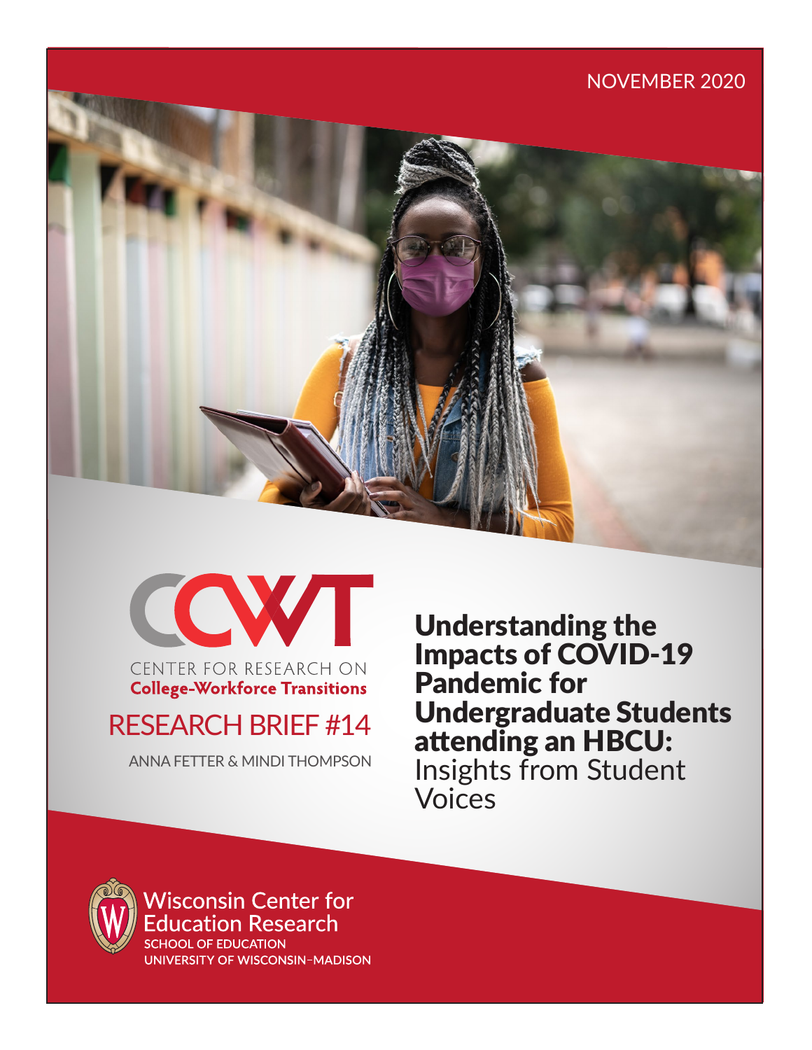NOVEMBER 2020

CENTER FOR RESEARCH ON
**College-Workforce Transitions**

RESEARCH BRIEF #14

ANNA FETTER & MINDI THOMPSON

# Understanding the Impacts of COVID-19 Pandemic for Undergraduate Students attending an HBCU: Insights from Student Voices

Wisconsin Center for Education Research
SCHOOL OF EDUCATION
UNIVERSITY OF WISCONSIN–MADISON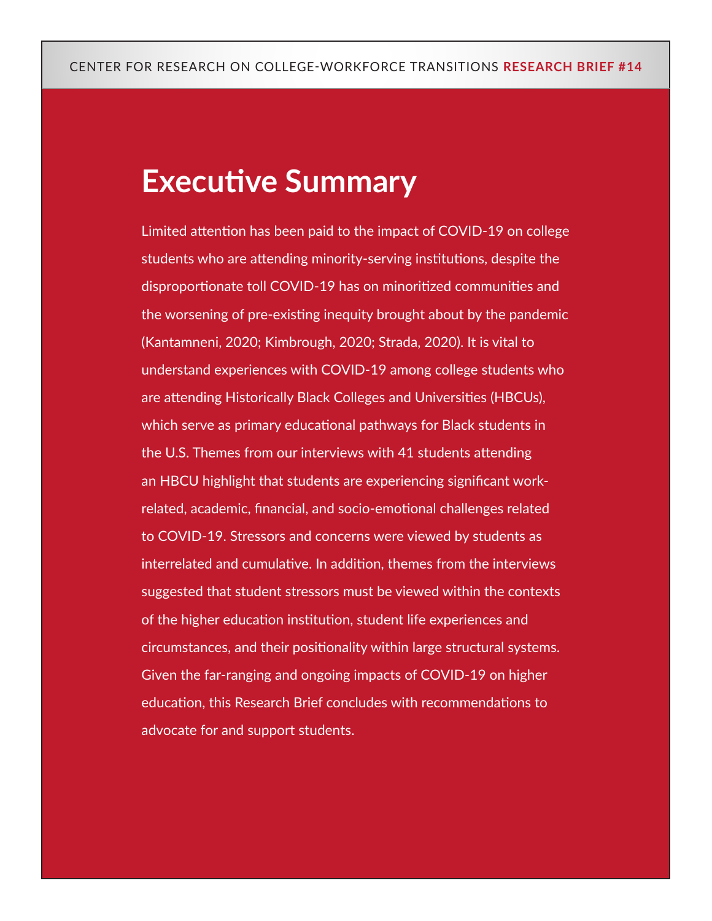# Executive Summary

Limited attention has been paid to the impact of COVID-19 on college students who are attending minority-serving institutions, despite the disproportionate toll COVID-19 has on minoritized communities and the worsening of pre-existing inequity brought about by the pandemic (Kantamneni, 2020; Kimbrough, 2020; Strada, 2020). It is vital to understand experiences with COVID-19 among college students who are attending Historically Black Colleges and Universities (HBCUs), which serve as primary educational pathways for Black students in the U.S. Themes from our interviews with 41 students attending an HBCU highlight that students are experiencing significant work-related, academic, financial, and socio-emotional challenges related to COVID-19. Stressors and concerns were viewed by students as interrelated and cumulative. In addition, themes from the interviews suggested that student stressors must be viewed within the contexts of the higher education institution, student life experiences and circumstances, and their positionality within large structural systems. Given the far-ranging and ongoing impacts of COVID-19 on higher education, this Research Brief concludes with recommendations to advocate for and support students.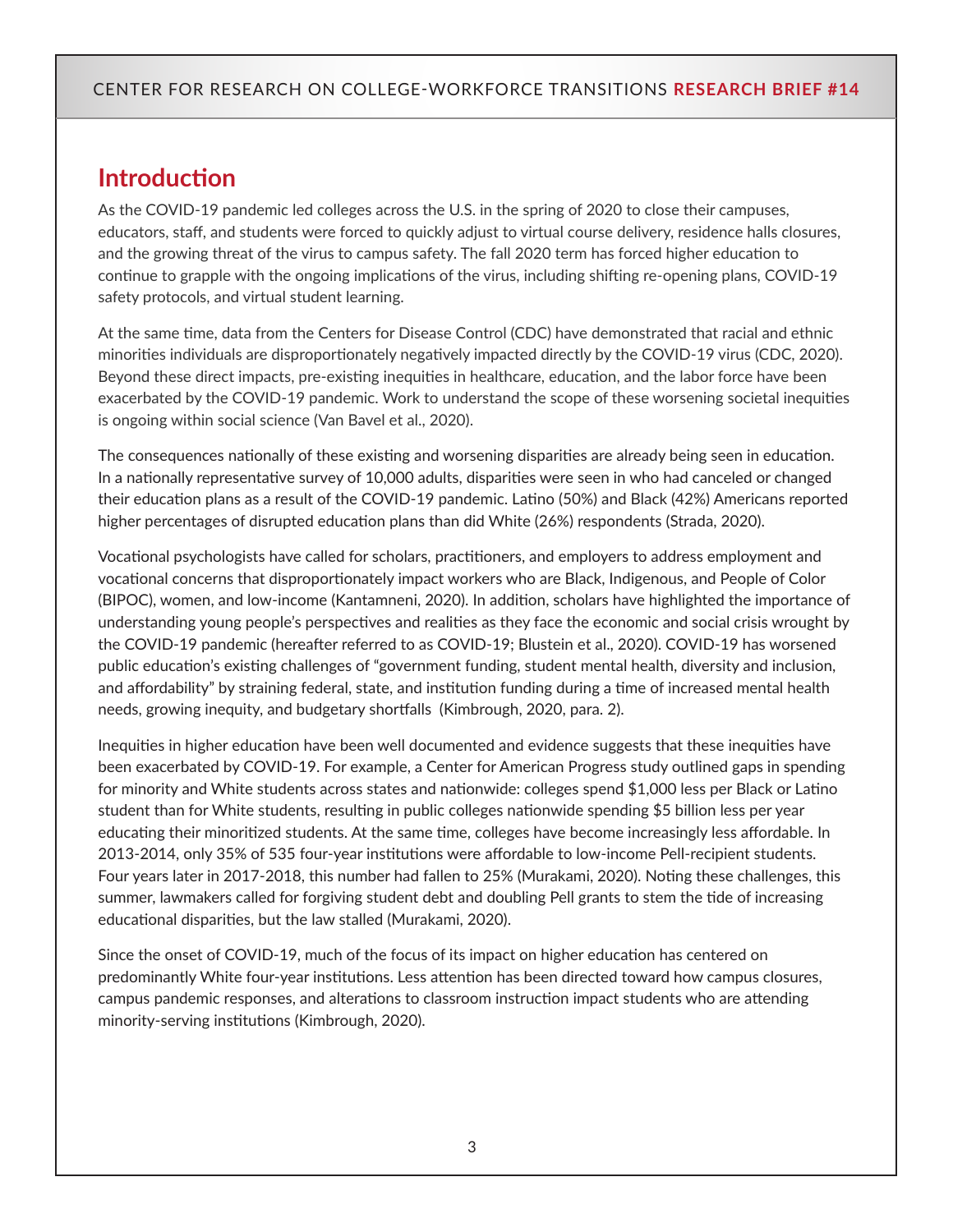## Introduction

As the COVID-19 pandemic led colleges across the U.S. in the spring of 2020 to close their campuses, educators, staff, and students were forced to quickly adjust to virtual course delivery, residence halls closures, and the growing threat of the virus to campus safety. The fall 2020 term has forced higher education to continue to grapple with the ongoing implications of the virus, including shifting re-opening plans, COVID-19 safety protocols, and virtual student learning.

At the same time, data from the Centers for Disease Control (CDC) have demonstrated that racial and ethnic minorities individuals are disproportionately negatively impacted directly by the COVID-19 virus (CDC, 2020). Beyond these direct impacts, pre-existing inequities in healthcare, education, and the labor force have been exacerbated by the COVID-19 pandemic. Work to understand the scope of these worsening societal inequities is ongoing within social science (Van Bavel et al., 2020).

The consequences nationally of these existing and worsening disparities are already being seen in education. In a nationally representative survey of 10,000 adults, disparities were seen in who had canceled or changed their education plans as a result of the COVID-19 pandemic. Latino (50%) and Black (42%) Americans reported higher percentages of disrupted education plans than did White (26%) respondents (Strada, 2020).

Vocational psychologists have called for scholars, practitioners, and employers to address employment and vocational concerns that disproportionately impact workers who are Black, Indigenous, and People of Color (BIPOC), women, and low-income (Kantamneni, 2020). In addition, scholars have highlighted the importance of understanding young people's perspectives and realities as they face the economic and social crisis wrought by the COVID-19 pandemic (hereafter referred to as COVID-19; Blustein et al., 2020). COVID-19 has worsened public education's existing challenges of "government funding, student mental health, diversity and inclusion, and affordability" by straining federal, state, and institution funding during a time of increased mental health needs, growing inequity, and budgetary shortfalls (Kimbrough, 2020, para. 2).

Inequities in higher education have been well documented and evidence suggests that these inequities have been exacerbated by COVID-19. For example, a Center for American Progress study outlined gaps in spending for minority and White students across states and nationwide: colleges spend $1,000 less per Black or Latino student than for White students, resulting in public colleges nationwide spending $5 billion less per year educating their minoritized students. At the same time, colleges have become increasingly less affordable. In 2013-2014, only 35% of 535 four-year institutions were affordable to low-income Pell-recipient students. Four years later in 2017-2018, this number had fallen to 25% (Murakami, 2020). Noting these challenges, this summer, lawmakers called for forgiving student debt and doubling Pell grants to stem the tide of increasing educational disparities, but the law stalled (Murakami, 2020).

Since the onset of COVID-19, much of the focus of its impact on higher education has centered on predominantly White four-year institutions. Less attention has been directed toward how campus closures, campus pandemic responses, and alterations to classroom instruction impact students who are attending minority-serving institutions (Kimbrough, 2020).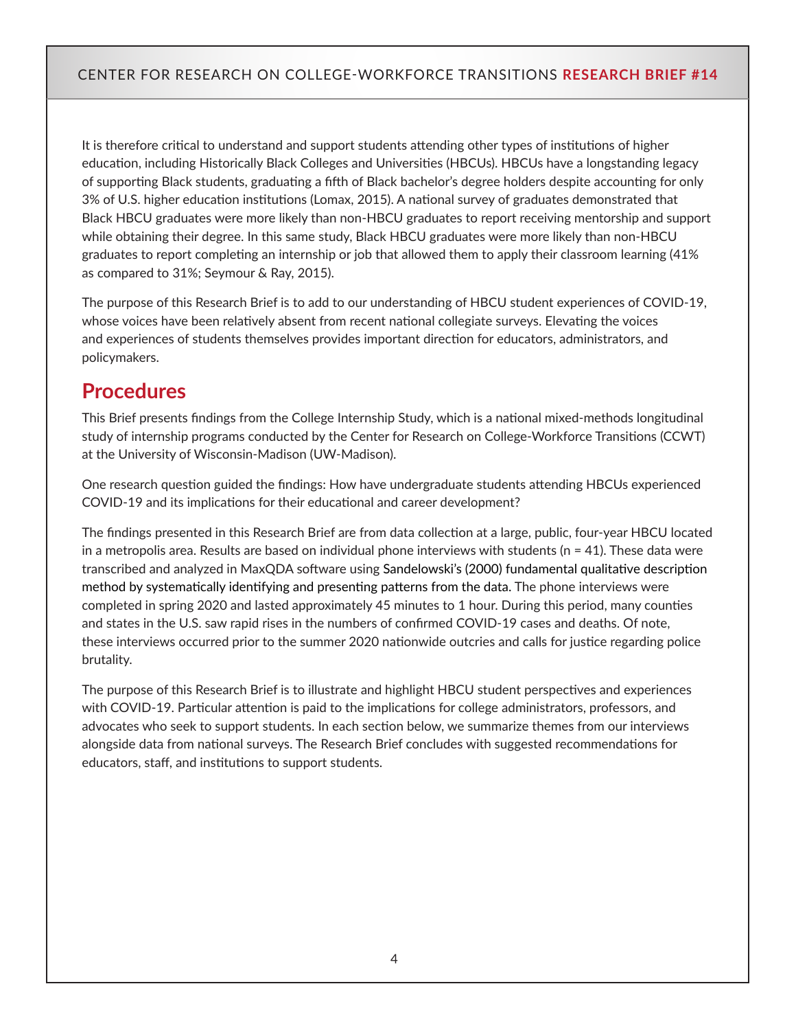It is therefore critical to understand and support students attending other types of institutions of higher education, including Historically Black Colleges and Universities (HBCUs). HBCUs have a longstanding legacy of supporting Black students, graduating a fifth of Black bachelor's degree holders despite accounting for only 3% of U.S. higher education institutions (Lomax, 2015). A national survey of graduates demonstrated that Black HBCU graduates were more likely than non-HBCU graduates to report receiving mentorship and support while obtaining their degree. In this same study, Black HBCU graduates were more likely than non-HBCU graduates to report completing an internship or job that allowed them to apply their classroom learning (41% as compared to 31%; Seymour & Ray, 2015).

The purpose of this Research Brief is to add to our understanding of HBCU student experiences of COVID-19, whose voices have been relatively absent from recent national collegiate surveys. Elevating the voices and experiences of students themselves provides important direction for educators, administrators, and policymakers.

## Procedures

This Brief presents findings from the College Internship Study, which is a national mixed-methods longitudinal study of internship programs conducted by the Center for Research on College-Workforce Transitions (CCWT) at the University of Wisconsin-Madison (UW-Madison).

One research question guided the findings: How have undergraduate students attending HBCUs experienced COVID-19 and its implications for their educational and career development?

The findings presented in this Research Brief are from data collection at a large, public, four-year HBCU located in a metropolis area. Results are based on individual phone interviews with students (n = 41). These data were transcribed and analyzed in MaxQDA software using Sandelowski's (2000) fundamental qualitative description method by systematically identifying and presenting patterns from the data. The phone interviews were completed in spring 2020 and lasted approximately 45 minutes to 1 hour. During this period, many counties and states in the U.S. saw rapid rises in the numbers of confirmed COVID-19 cases and deaths. Of note, these interviews occurred prior to the summer 2020 nationwide outcries and calls for justice regarding police brutality.

The purpose of this Research Brief is to illustrate and highlight HBCU student perspectives and experiences with COVID-19. Particular attention is paid to the implications for college administrators, professors, and advocates who seek to support students. In each section below, we summarize themes from our interviews alongside data from national surveys. The Research Brief concludes with suggested recommendations for educators, staff, and institutions to support students.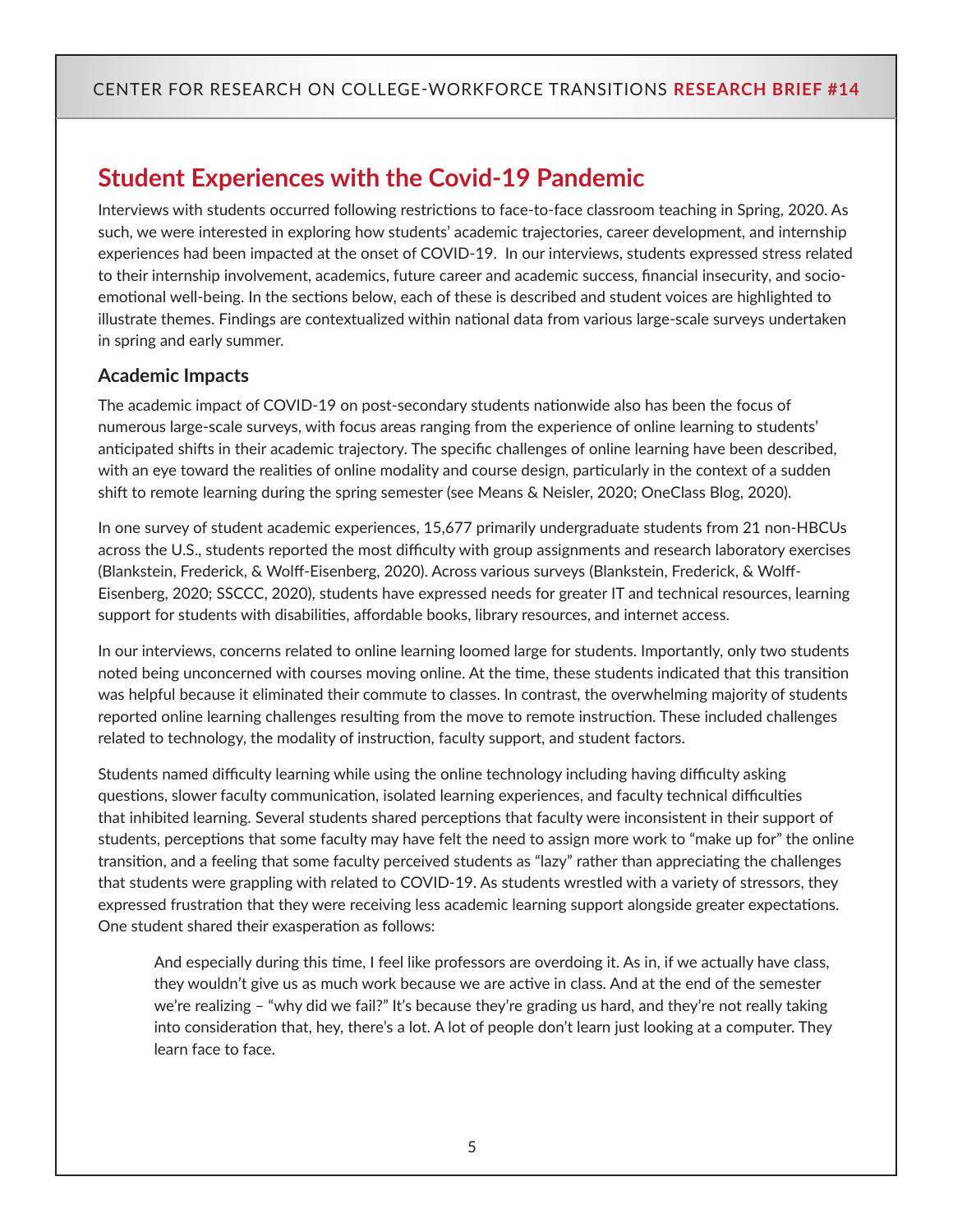## Student Experiences with the Covid-19 Pandemic

Interviews with students occurred following restrictions to face-to-face classroom teaching in Spring, 2020. As such, we were interested in exploring how students' academic trajectories, career development, and internship experiences had been impacted at the onset of COVID-19. In our interviews, students expressed stress related to their internship involvement, academics, future career and academic success, financial insecurity, and socio-emotional well-being. In the sections below, each of these is described and student voices are highlighted to illustrate themes. Findings are contextualized within national data from various large-scale surveys undertaken in spring and early summer.

### Academic Impacts

The academic impact of COVID-19 on post-secondary students nationwide also has been the focus of numerous large-scale surveys, with focus areas ranging from the experience of online learning to students' anticipated shifts in their academic trajectory. The specific challenges of online learning have been described, with an eye toward the realities of online modality and course design, particularly in the context of a sudden shift to remote learning during the spring semester (see Means & Neisler, 2020; OneClass Blog, 2020).

In one survey of student academic experiences, 15,677 primarily undergraduate students from 21 non-HBCUs across the U.S., students reported the most difficulty with group assignments and research laboratory exercises (Blankstein, Frederick, & Wolff-Eisenberg, 2020). Across various surveys (Blankstein, Frederick, & Wolff-Eisenberg, 2020; SSCCC, 2020), students have expressed needs for greater IT and technical resources, learning support for students with disabilities, affordable books, library resources, and internet access.

In our interviews, concerns related to online learning loomed large for students. Importantly, only two students noted being unconcerned with courses moving online. At the time, these students indicated that this transition was helpful because it eliminated their commute to classes. In contrast, the overwhelming majority of students reported online learning challenges resulting from the move to remote instruction. These included challenges related to technology, the modality of instruction, faculty support, and student factors.

Students named difficulty learning while using the online technology including having difficulty asking questions, slower faculty communication, isolated learning experiences, and faculty technical difficulties that inhibited learning. Several students shared perceptions that faculty were inconsistent in their support of students, perceptions that some faculty may have felt the need to assign more work to "make up for" the online transition, and a feeling that some faculty perceived students as "lazy" rather than appreciating the challenges that students were grappling with related to COVID-19. As students wrestled with a variety of stressors, they expressed frustration that they were receiving less academic learning support alongside greater expectations. One student shared their exasperation as follows:

> And especially during this time, I feel like professors are overdoing it. As in, if we actually have class, they wouldn't give us as much work because we are active in class. And at the end of the semester we're realizing – "why did we fail?" It's because they're grading us hard, and they're not really taking into consideration that, hey, there's a lot. A lot of people don't learn just looking at a computer. They learn face to face.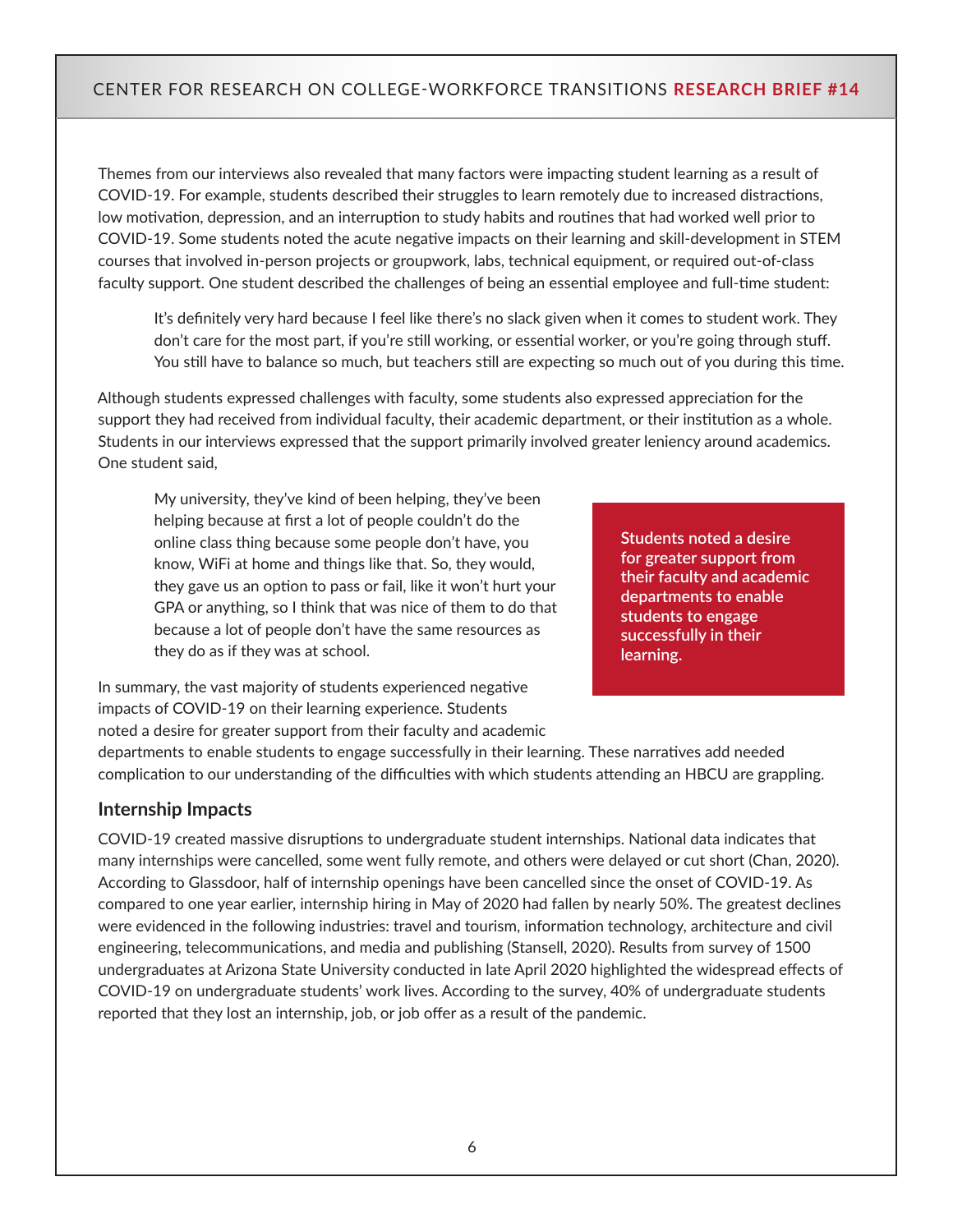Themes from our interviews also revealed that many factors were impacting student learning as a result of COVID-19. For example, students described their struggles to learn remotely due to increased distractions, low motivation, depression, and an interruption to study habits and routines that had worked well prior to COVID-19. Some students noted the acute negative impacts on their learning and skill-development in STEM courses that involved in-person projects or groupwork, labs, technical equipment, or required out-of-class faculty support. One student described the challenges of being an essential employee and full-time student:

> It's definitely very hard because I feel like there's no slack given when it comes to student work. They don't care for the most part, if you're still working, or essential worker, or you're going through stuff. You still have to balance so much, but teachers still are expecting so much out of you during this time.

Although students expressed challenges with faculty, some students also expressed appreciation for the support they had received from individual faculty, their academic department, or their institution as a whole. Students in our interviews expressed that the support primarily involved greater leniency around academics. One student said,

> My university, they've kind of been helping, they've been helping because at first a lot of people couldn't do the online class thing because some people don't have, you know, WiFi at home and things like that. So, they would, they gave us an option to pass or fail, like it won't hurt your GPA or anything, so I think that was nice of them to do that because a lot of people don't have the same resources as they do as if they was at school.

**Students noted a desire for greater support from their faculty and academic departments to enable students to engage successfully in their learning.**

In summary, the vast majority of students experienced negative impacts of COVID-19 on their learning experience. Students noted a desire for greater support from their faculty and academic departments to enable students to engage successfully in their learning. These narratives add needed complication to our understanding of the difficulties with which students attending an HBCU are grappling.

### Internship Impacts

COVID-19 created massive disruptions to undergraduate student internships. National data indicates that many internships were cancelled, some went fully remote, and others were delayed or cut short (Chan, 2020). According to Glassdoor, half of internship openings have been cancelled since the onset of COVID-19. As compared to one year earlier, internship hiring in May of 2020 had fallen by nearly 50%. The greatest declines were evidenced in the following industries: travel and tourism, information technology, architecture and civil engineering, telecommunications, and media and publishing (Stansell, 2020). Results from survey of 1500 undergraduates at Arizona State University conducted in late April 2020 highlighted the widespread effects of COVID-19 on undergraduate students' work lives. According to the survey, 40% of undergraduate students reported that they lost an internship, job, or job offer as a result of the pandemic.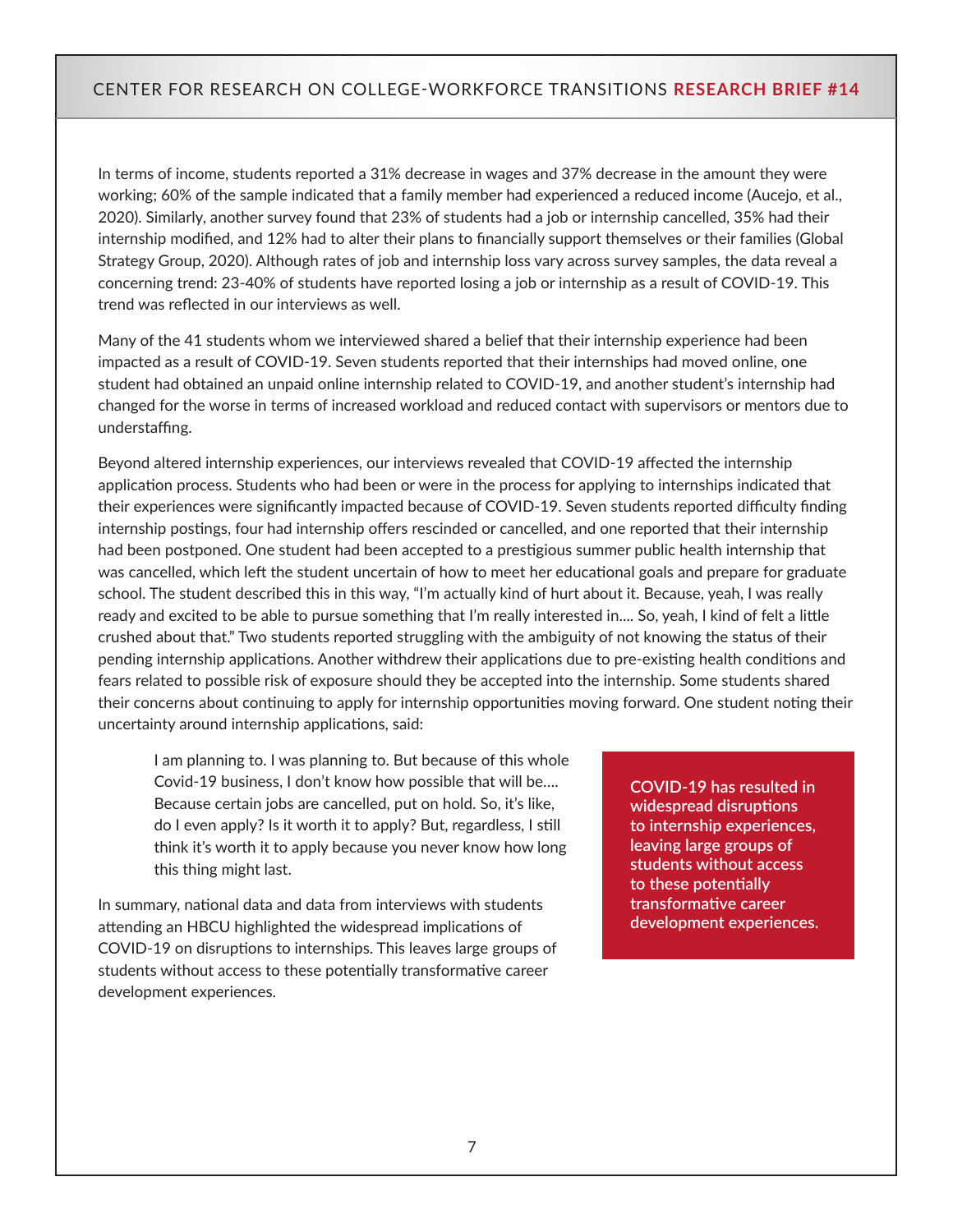In terms of income, students reported a 31% decrease in wages and 37% decrease in the amount they were working; 60% of the sample indicated that a family member had experienced a reduced income (Aucejo, et al., 2020). Similarly, another survey found that 23% of students had a job or internship cancelled, 35% had their internship modified, and 12% had to alter their plans to financially support themselves or their families (Global Strategy Group, 2020). Although rates of job and internship loss vary across survey samples, the data reveal a concerning trend: 23-40% of students have reported losing a job or internship as a result of COVID-19. This trend was reflected in our interviews as well.

Many of the 41 students whom we interviewed shared a belief that their internship experience had been impacted as a result of COVID-19. Seven students reported that their internships had moved online, one student had obtained an unpaid online internship related to COVID-19, and another student's internship had changed for the worse in terms of increased workload and reduced contact with supervisors or mentors due to understaffing.

Beyond altered internship experiences, our interviews revealed that COVID-19 affected the internship application process. Students who had been or were in the process for applying to internships indicated that their experiences were significantly impacted because of COVID-19. Seven students reported difficulty finding internship postings, four had internship offers rescinded or cancelled, and one reported that their internship had been postponed. One student had been accepted to a prestigious summer public health internship that was cancelled, which left the student uncertain of how to meet her educational goals and prepare for graduate school. The student described this in this way, "I'm actually kind of hurt about it. Because, yeah, I was really ready and excited to be able to pursue something that I'm really interested in.... So, yeah, I kind of felt a little crushed about that." Two students reported struggling with the ambiguity of not knowing the status of their pending internship applications. Another withdrew their applications due to pre-existing health conditions and fears related to possible risk of exposure should they be accepted into the internship. Some students shared their concerns about continuing to apply for internship opportunities moving forward. One student noting their uncertainty around internship applications, said:

> I am planning to. I was planning to. But because of this whole Covid-19 business, I don't know how possible that will be.... Because certain jobs are cancelled, put on hold. So, it's like, do I even apply? Is it worth it to apply? But, regardless, I still think it's worth it to apply because you never know how long this thing might last.

In summary, national data and data from interviews with students attending an HBCU highlighted the widespread implications of COVID-19 on disruptions to internships. This leaves large groups of students without access to these potentially transformative career development experiences.

**COVID-19 has resulted in widespread disruptions to internship experiences, leaving large groups of students without access to these potentially transformative career development experiences.**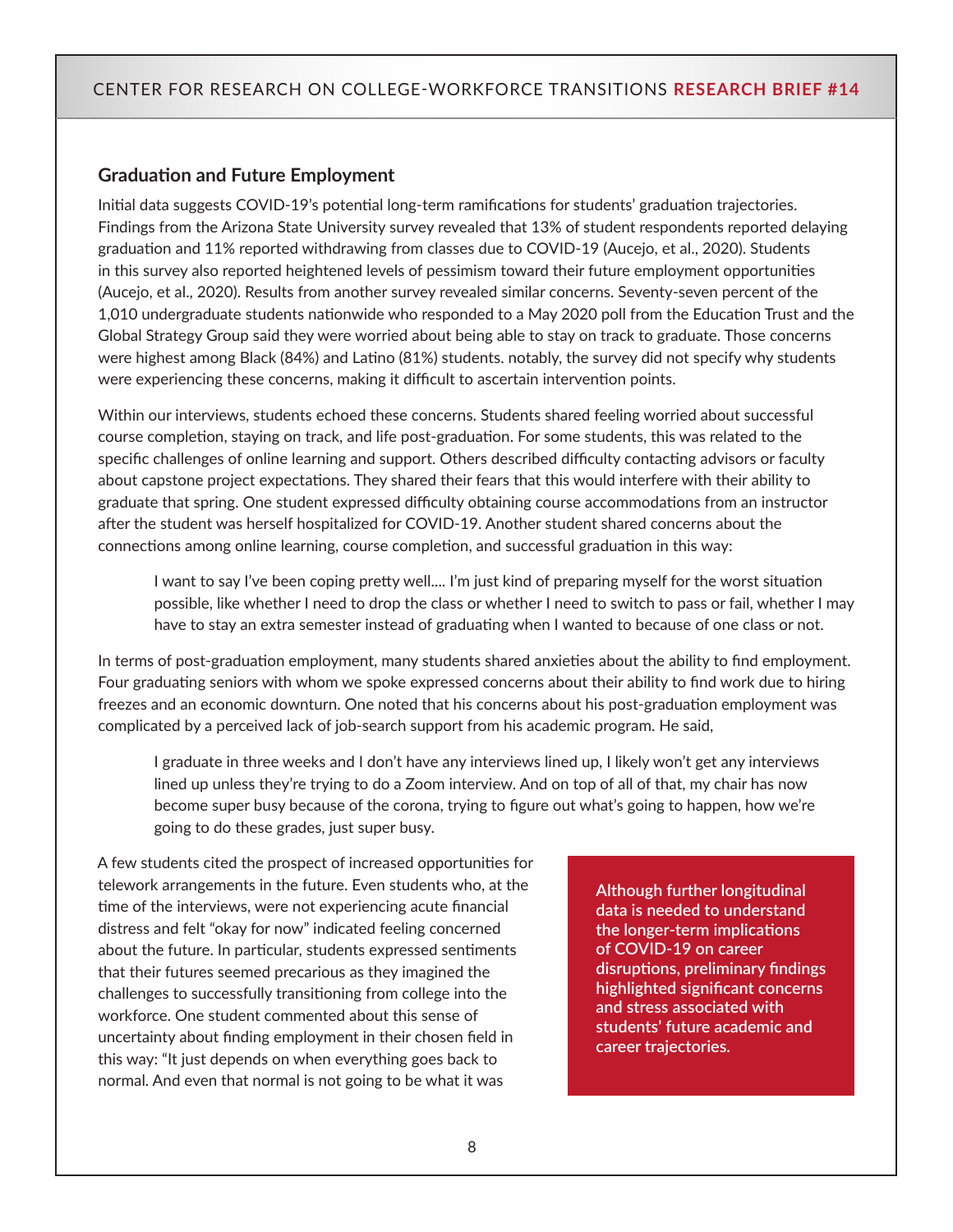## Graduation and Future Employment

Initial data suggests COVID-19's potential long-term ramifications for students' graduation trajectories. Findings from the Arizona State University survey revealed that 13% of student respondents reported delaying graduation and 11% reported withdrawing from classes due to COVID-19 (Aucejo, et al., 2020). Students in this survey also reported heightened levels of pessimism toward their future employment opportunities (Aucejo, et al., 2020). Results from another survey revealed similar concerns. Seventy-seven percent of the 1,010 undergraduate students nationwide who responded to a May 2020 poll from the Education Trust and the Global Strategy Group said they were worried about being able to stay on track to graduate. Those concerns were highest among Black (84%) and Latino (81%) students. notably, the survey did not specify why students were experiencing these concerns, making it difficult to ascertain intervention points.

Within our interviews, students echoed these concerns. Students shared feeling worried about successful course completion, staying on track, and life post-graduation. For some students, this was related to the specific challenges of online learning and support. Others described difficulty contacting advisors or faculty about capstone project expectations. They shared their fears that this would interfere with their ability to graduate that spring. One student expressed difficulty obtaining course accommodations from an instructor after the student was herself hospitalized for COVID-19. Another student shared concerns about the connections among online learning, course completion, and successful graduation in this way:

> I want to say I've been coping pretty well.... I'm just kind of preparing myself for the worst situation possible, like whether I need to drop the class or whether I need to switch to pass or fail, whether I may have to stay an extra semester instead of graduating when I wanted to because of one class or not.

In terms of post-graduation employment, many students shared anxieties about the ability to find employment. Four graduating seniors with whom we spoke expressed concerns about their ability to find work due to hiring freezes and an economic downturn. One noted that his concerns about his post-graduation employment was complicated by a perceived lack of job-search support from his academic program. He said,

> I graduate in three weeks and I don't have any interviews lined up, I likely won't get any interviews lined up unless they're trying to do a Zoom interview. And on top of all of that, my chair has now become super busy because of the corona, trying to figure out what's going to happen, how we're going to do these grades, just super busy.

A few students cited the prospect of increased opportunities for telework arrangements in the future. Even students who, at the time of the interviews, were not experiencing acute financial distress and felt "okay for now" indicated feeling concerned about the future. In particular, students expressed sentiments that their futures seemed precarious as they imagined the challenges to successfully transitioning from college into the workforce. One student commented about this sense of uncertainty about finding employment in their chosen field in this way: "It just depends on when everything goes back to normal. And even that normal is not going to be what it was

> **Although further longitudinal data is needed to understand the longer-term implications of COVID-19 on career disruptions, preliminary findings highlighted significant concerns and stress associated with students' future academic and career trajectories.**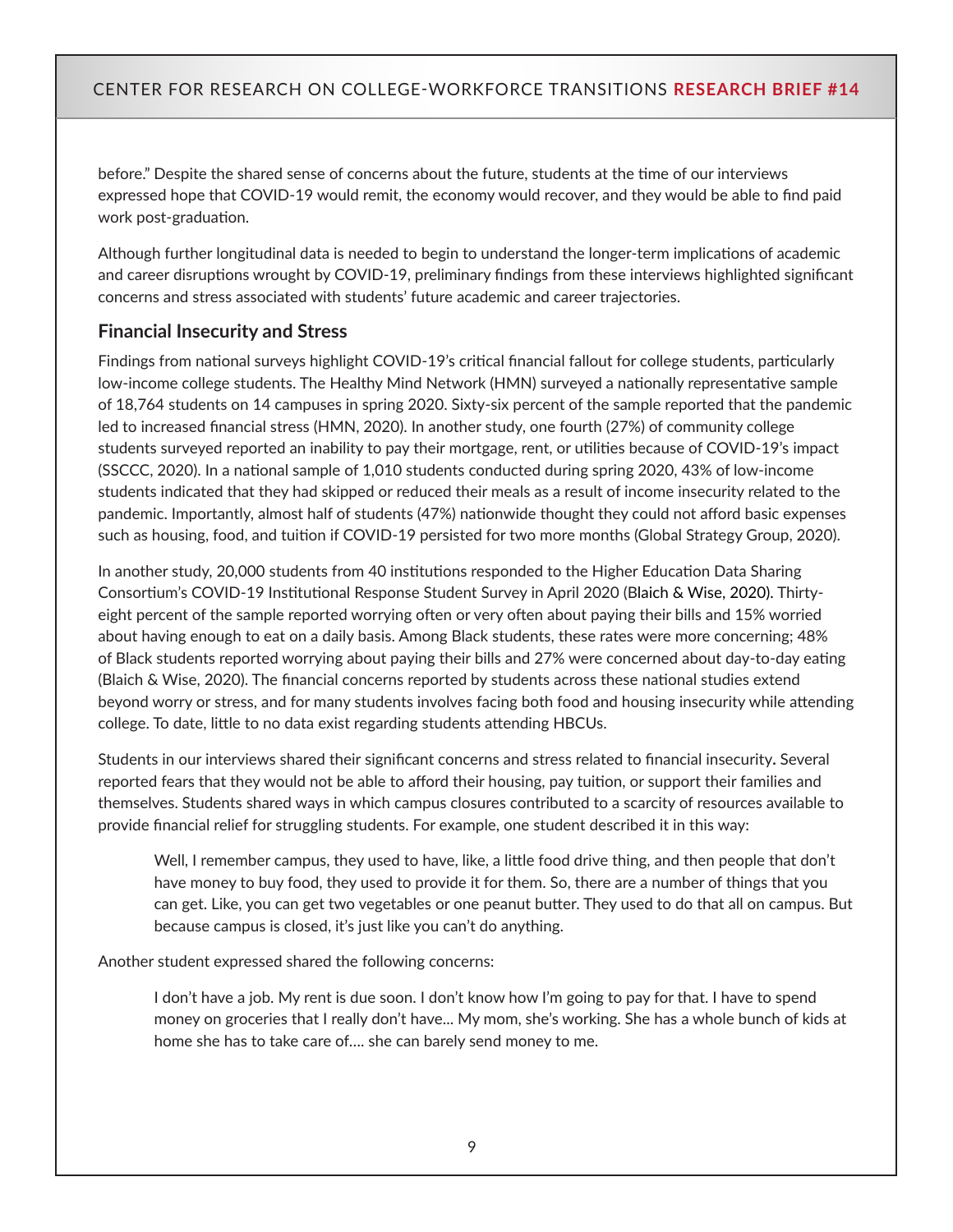before." Despite the shared sense of concerns about the future, students at the time of our interviews expressed hope that COVID-19 would remit, the economy would recover, and they would be able to find paid work post-graduation.

Although further longitudinal data is needed to begin to understand the longer-term implications of academic and career disruptions wrought by COVID-19, preliminary findings from these interviews highlighted significant concerns and stress associated with students' future academic and career trajectories.

### Financial Insecurity and Stress

Findings from national surveys highlight COVID-19's critical financial fallout for college students, particularly low-income college students. The Healthy Mind Network (HMN) surveyed a nationally representative sample of 18,764 students on 14 campuses in spring 2020. Sixty-six percent of the sample reported that the pandemic led to increased financial stress (HMN, 2020). In another study, one fourth (27%) of community college students surveyed reported an inability to pay their mortgage, rent, or utilities because of COVID-19's impact (SSCCC, 2020). In a national sample of 1,010 students conducted during spring 2020, 43% of low-income students indicated that they had skipped or reduced their meals as a result of income insecurity related to the pandemic. Importantly, almost half of students (47%) nationwide thought they could not afford basic expenses such as housing, food, and tuition if COVID-19 persisted for two more months (Global Strategy Group, 2020).

In another study, 20,000 students from 40 institutions responded to the Higher Education Data Sharing Consortium's COVID-19 Institutional Response Student Survey in April 2020 (Blaich & Wise, 2020). Thirty-eight percent of the sample reported worrying often or very often about paying their bills and 15% worried about having enough to eat on a daily basis. Among Black students, these rates were more concerning; 48% of Black students reported worrying about paying their bills and 27% were concerned about day-to-day eating (Blaich & Wise, 2020). The financial concerns reported by students across these national studies extend beyond worry or stress, and for many students involves facing both food and housing insecurity while attending college. To date, little to no data exist regarding students attending HBCUs.

Students in our interviews shared their significant concerns and stress related to financial insecurity. Several reported fears that they would not be able to afford their housing, pay tuition, or support their families and themselves. Students shared ways in which campus closures contributed to a scarcity of resources available to provide financial relief for struggling students. For example, one student described it in this way:

> Well, I remember campus, they used to have, like, a little food drive thing, and then people that don't have money to buy food, they used to provide it for them. So, there are a number of things that you can get. Like, you can get two vegetables or one peanut butter. They used to do that all on campus. But because campus is closed, it's just like you can't do anything.

Another student expressed shared the following concerns:

> I don't have a job. My rent is due soon. I don't know how I'm going to pay for that. I have to spend money on groceries that I really don't have... My mom, she's working. She has a whole bunch of kids at home she has to take care of.... she can barely send money to me.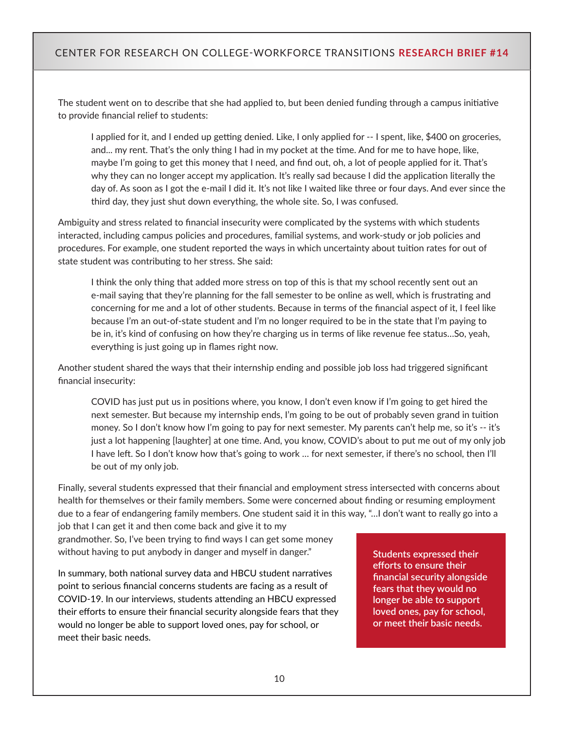The student went on to describe that she had applied to, but been denied funding through a campus initiative to provide financial relief to students:

> I applied for it, and I ended up getting denied. Like, I only applied for -- I spent, like, $400 on groceries, and... my rent. That's the only thing I had in my pocket at the time. And for me to have hope, like, maybe I'm going to get this money that I need, and find out, oh, a lot of people applied for it. That's why they can no longer accept my application. It's really sad because I did the application literally the day of. As soon as I got the e-mail I did it. It's not like I waited like three or four days. And ever since the third day, they just shut down everything, the whole site. So, I was confused.

Ambiguity and stress related to financial insecurity were complicated by the systems with which students interacted, including campus policies and procedures, familial systems, and work-study or job policies and procedures. For example, one student reported the ways in which uncertainty about tuition rates for out of state student was contributing to her stress. She said:

> I think the only thing that added more stress on top of this is that my school recently sent out an e-mail saying that they're planning for the fall semester to be online as well, which is frustrating and concerning for me and a lot of other students. Because in terms of the financial aspect of it, I feel like because I'm an out-of-state student and I'm no longer required to be in the state that I'm paying to be in, it's kind of confusing on how they're charging us in terms of like revenue fee status...So, yeah, everything is just going up in flames right now.

Another student shared the ways that their internship ending and possible job loss had triggered significant financial insecurity:

> COVID has just put us in positions where, you know, I don't even know if I'm going to get hired the next semester. But because my internship ends, I'm going to be out of probably seven grand in tuition money. So I don't know how I'm going to pay for next semester. My parents can't help me, so it's -- it's just a lot happening [laughter] at one time. And, you know, COVID's about to put me out of my only job I have left. So I don't know how that's going to work ... for next semester, if there's no school, then I'll be out of my only job.

Finally, several students expressed that their financial and employment stress intersected with concerns about health for themselves or their family members. Some were concerned about finding or resuming employment due to a fear of endangering family members. One student said it in this way, "...I don't want to really go into a job that I can get it and then come back and give it to my grandmother. So, I've been trying to find ways I can get some money without having to put anybody in danger and myself in danger."

In summary, both national survey data and HBCU student narratives point to serious financial concerns students are facing as a result of COVID-19. In our interviews, students attending an HBCU expressed their efforts to ensure their financial security alongside fears that they would no longer be able to support loved ones, pay for school, or meet their basic needs.

**Students expressed their efforts to ensure their financial security alongside fears that they would no longer be able to support loved ones, pay for school, or meet their basic needs.**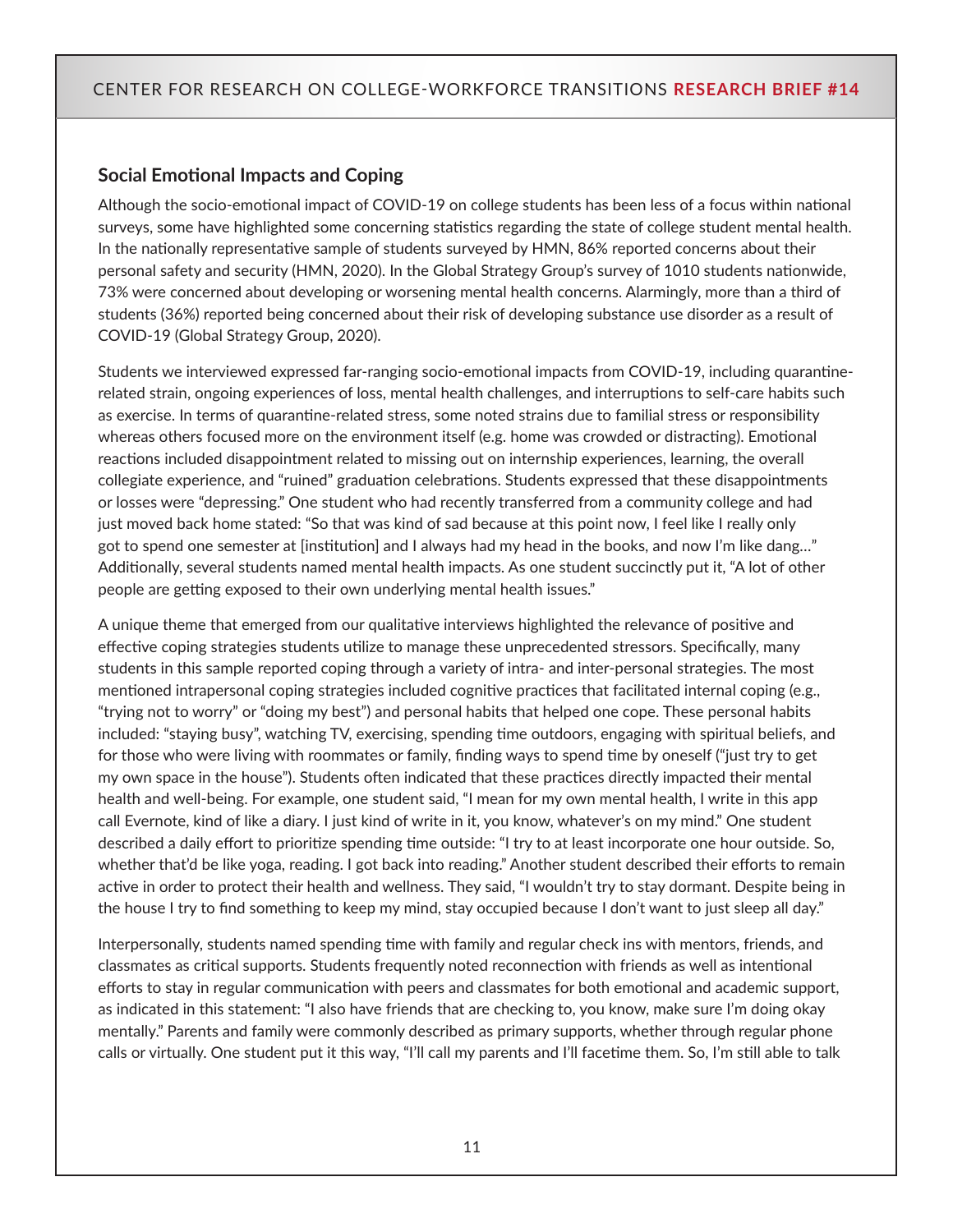### Social Emotional Impacts and Coping

Although the socio-emotional impact of COVID-19 on college students has been less of a focus within national surveys, some have highlighted some concerning statistics regarding the state of college student mental health. In the nationally representative sample of students surveyed by HMN, 86% reported concerns about their personal safety and security (HMN, 2020). In the Global Strategy Group's survey of 1010 students nationwide, 73% were concerned about developing or worsening mental health concerns. Alarmingly, more than a third of students (36%) reported being concerned about their risk of developing substance use disorder as a result of COVID-19 (Global Strategy Group, 2020).

Students we interviewed expressed far-ranging socio-emotional impacts from COVID-19, including quarantine-related strain, ongoing experiences of loss, mental health challenges, and interruptions to self-care habits such as exercise. In terms of quarantine-related stress, some noted strains due to familial stress or responsibility whereas others focused more on the environment itself (e.g. home was crowded or distracting). Emotional reactions included disappointment related to missing out on internship experiences, learning, the overall collegiate experience, and "ruined" graduation celebrations. Students expressed that these disappointments or losses were "depressing." One student who had recently transferred from a community college and had just moved back home stated: "So that was kind of sad because at this point now, I feel like I really only got to spend one semester at [institution] and I always had my head in the books, and now I'm like dang…" Additionally, several students named mental health impacts. As one student succinctly put it, "A lot of other people are getting exposed to their own underlying mental health issues."

A unique theme that emerged from our qualitative interviews highlighted the relevance of positive and effective coping strategies students utilize to manage these unprecedented stressors. Specifically, many students in this sample reported coping through a variety of intra- and inter-personal strategies. The most mentioned intrapersonal coping strategies included cognitive practices that facilitated internal coping (e.g., "trying not to worry" or "doing my best") and personal habits that helped one cope. These personal habits included: "staying busy", watching TV, exercising, spending time outdoors, engaging with spiritual beliefs, and for those who were living with roommates or family, finding ways to spend time by oneself ("just try to get my own space in the house"). Students often indicated that these practices directly impacted their mental health and well-being. For example, one student said, "I mean for my own mental health, I write in this app call Evernote, kind of like a diary. I just kind of write in it, you know, whatever's on my mind." One student described a daily effort to prioritize spending time outside: "I try to at least incorporate one hour outside. So, whether that'd be like yoga, reading. I got back into reading." Another student described their efforts to remain active in order to protect their health and wellness. They said, "I wouldn't try to stay dormant. Despite being in the house I try to find something to keep my mind, stay occupied because I don't want to just sleep all day."

Interpersonally, students named spending time with family and regular check ins with mentors, friends, and classmates as critical supports. Students frequently noted reconnection with friends as well as intentional efforts to stay in regular communication with peers and classmates for both emotional and academic support, as indicated in this statement: "I also have friends that are checking to, you know, make sure I'm doing okay mentally." Parents and family were commonly described as primary supports, whether through regular phone calls or virtually. One student put it this way, "I'll call my parents and I'll facetime them. So, I'm still able to talk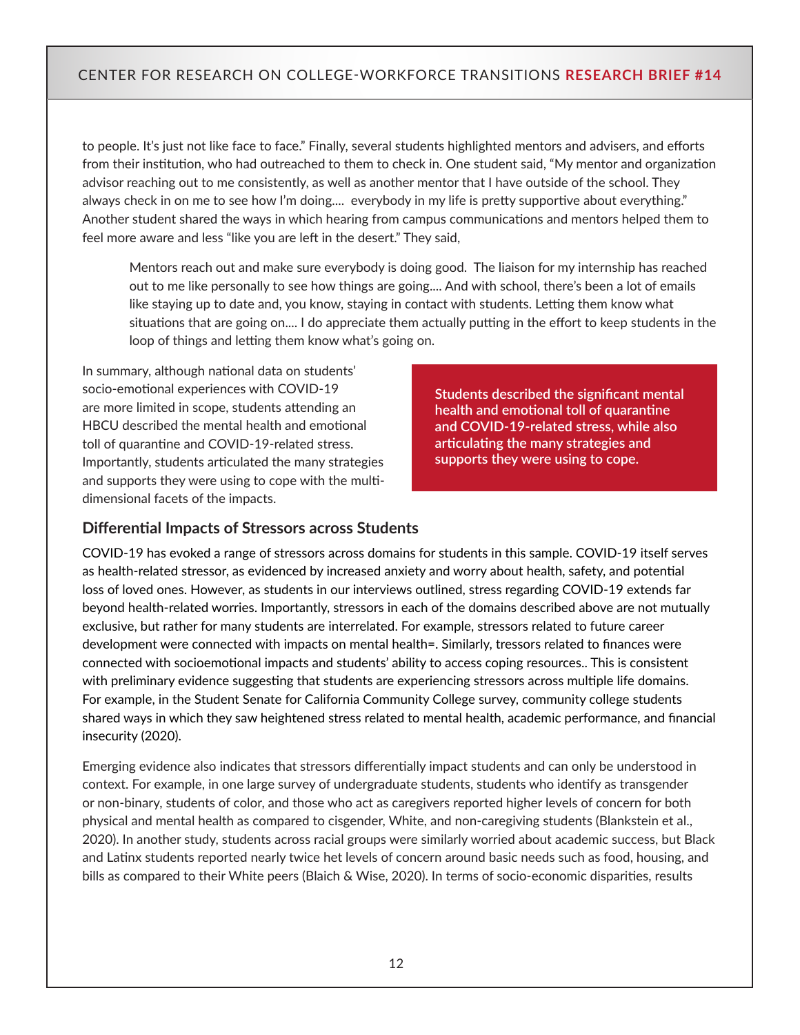to people. It's just not like face to face." Finally, several students highlighted mentors and advisers, and efforts from their institution, who had outreached to them to check in. One student said, "My mentor and organization advisor reaching out to me consistently, as well as another mentor that I have outside of the school. They always check in on me to see how I'm doing.... everybody in my life is pretty supportive about everything." Another student shared the ways in which hearing from campus communications and mentors helped them to feel more aware and less "like you are left in the desert." They said,

> Mentors reach out and make sure everybody is doing good. The liaison for my internship has reached out to me like personally to see how things are going.... And with school, there's been a lot of emails like staying up to date and, you know, staying in contact with students. Letting them know what situations that are going on.... I do appreciate them actually putting in the effort to keep students in the loop of things and letting them know what's going on.

In summary, although national data on students' socio-emotional experiences with COVID-19 are more limited in scope, students attending an HBCU described the mental health and emotional toll of quarantine and COVID-19-related stress. Importantly, students articulated the many strategies and supports they were using to cope with the multi-dimensional facets of the impacts.

**Students described the significant mental health and emotional toll of quarantine and COVID-19-related stress, while also articulating the many strategies and supports they were using to cope.**

### Differential Impacts of Stressors across Students

COVID-19 has evoked a range of stressors across domains for students in this sample. COVID-19 itself serves as health-related stressor, as evidenced by increased anxiety and worry about health, safety, and potential loss of loved ones. However, as students in our interviews outlined, stress regarding COVID-19 extends far beyond health-related worries. Importantly, stressors in each of the domains described above are not mutually exclusive, but rather for many students are interrelated. For example, stressors related to future career development were connected with impacts on mental health=. Similarly, tressors related to finances were connected with socioemotional impacts and students' ability to access coping resources.. This is consistent with preliminary evidence suggesting that students are experiencing stressors across multiple life domains. For example, in the Student Senate for California Community College survey, community college students shared ways in which they saw heightened stress related to mental health, academic performance, and financial insecurity (2020).

Emerging evidence also indicates that stressors differentially impact students and can only be understood in context. For example, in one large survey of undergraduate students, students who identify as transgender or non-binary, students of color, and those who act as caregivers reported higher levels of concern for both physical and mental health as compared to cisgender, White, and non-caregiving students (Blankstein et al., 2020). In another study, students across racial groups were similarly worried about academic success, but Black and Latinx students reported nearly twice het levels of concern around basic needs such as food, housing, and bills as compared to their White peers (Blaich & Wise, 2020). In terms of socio-economic disparities, results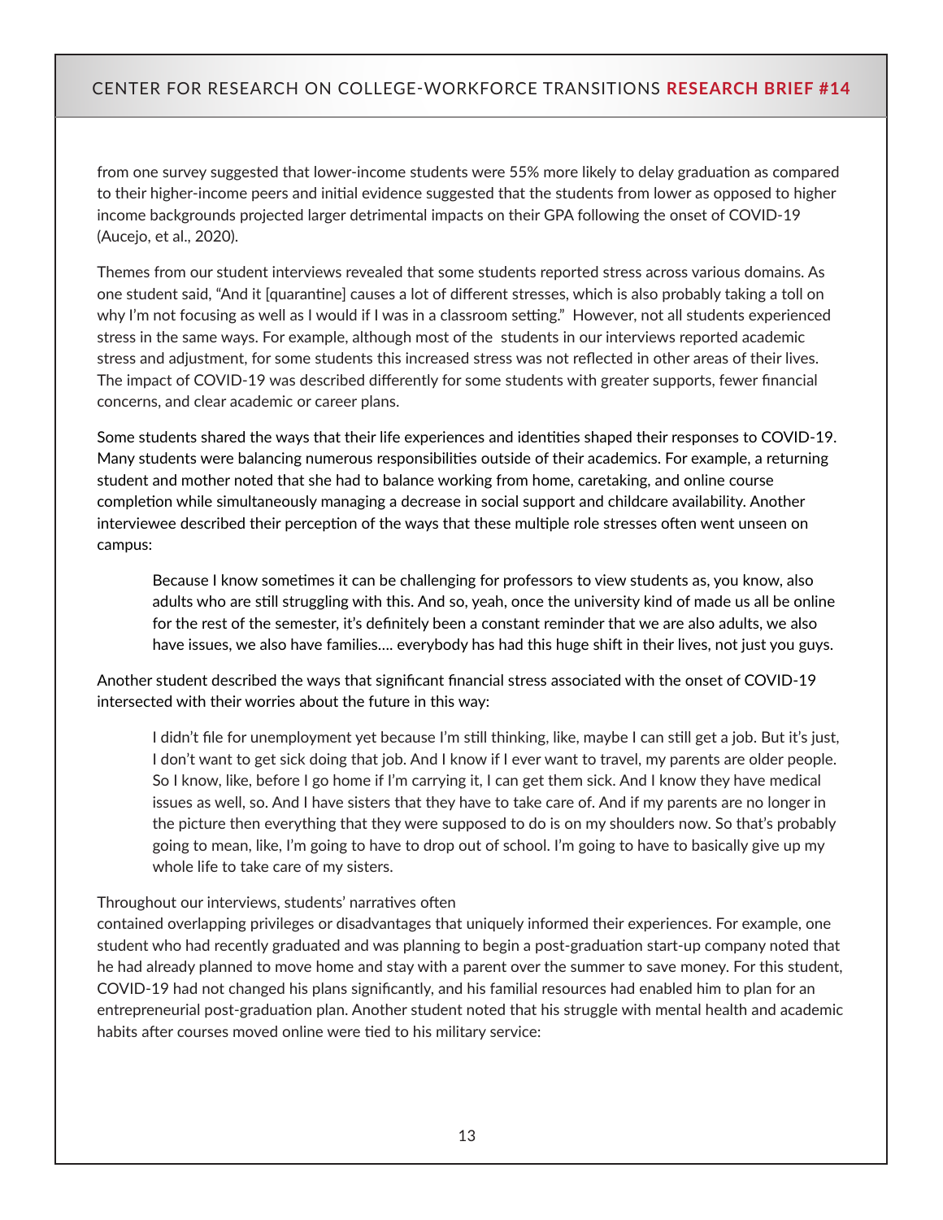from one survey suggested that lower-income students were 55% more likely to delay graduation as compared to their higher-income peers and initial evidence suggested that the students from lower as opposed to higher income backgrounds projected larger detrimental impacts on their GPA following the onset of COVID-19 (Aucejo, et al., 2020).

Themes from our student interviews revealed that some students reported stress across various domains. As one student said, "And it [quarantine] causes a lot of different stresses, which is also probably taking a toll on why I'm not focusing as well as I would if I was in a classroom setting." However, not all students experienced stress in the same ways. For example, although most of the students in our interviews reported academic stress and adjustment, for some students this increased stress was not reflected in other areas of their lives. The impact of COVID-19 was described differently for some students with greater supports, fewer financial concerns, and clear academic or career plans.

Some students shared the ways that their life experiences and identities shaped their responses to COVID-19. Many students were balancing numerous responsibilities outside of their academics. For example, a returning student and mother noted that she had to balance working from home, caretaking, and online course completion while simultaneously managing a decrease in social support and childcare availability. Another interviewee described their perception of the ways that these multiple role stresses often went unseen on campus:

> Because I know sometimes it can be challenging for professors to view students as, you know, also adults who are still struggling with this. And so, yeah, once the university kind of made us all be online for the rest of the semester, it's definitely been a constant reminder that we are also adults, we also have issues, we also have families.... everybody has had this huge shift in their lives, not just you guys.

Another student described the ways that significant financial stress associated with the onset of COVID-19 intersected with their worries about the future in this way:

> I didn't file for unemployment yet because I'm still thinking, like, maybe I can still get a job. But it's just, I don't want to get sick doing that job. And I know if I ever want to travel, my parents are older people. So I know, like, before I go home if I'm carrying it, I can get them sick. And I know they have medical issues as well, so. And I have sisters that they have to take care of. And if my parents are no longer in the picture then everything that they were supposed to do is on my shoulders now. So that's probably going to mean, like, I'm going to have to drop out of school. I'm going to have to basically give up my whole life to take care of my sisters.

Throughout our interviews, students' narratives often contained overlapping privileges or disadvantages that uniquely informed their experiences. For example, one student who had recently graduated and was planning to begin a post-graduation start-up company noted that he had already planned to move home and stay with a parent over the summer to save money. For this student, COVID-19 had not changed his plans significantly, and his familial resources had enabled him to plan for an entrepreneurial post-graduation plan. Another student noted that his struggle with mental health and academic habits after courses moved online were tied to his military service: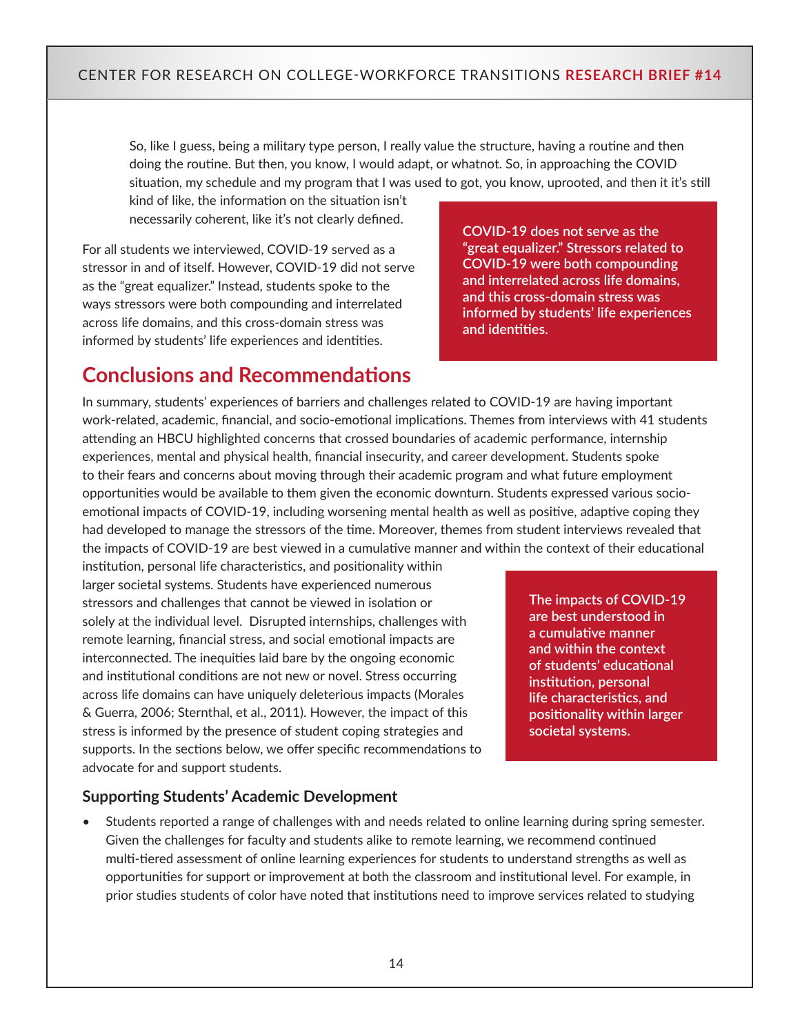> So, like I guess, being a military type person, I really value the structure, having a routine and then doing the routine. But then, you know, I would adapt, or whatnot. So, in approaching the COVID situation, my schedule and my program that I was used to got, you know, uprooted, and then it it's still kind of like, the information on the situation isn't necessarily coherent, like it's not clearly defined.

For all students we interviewed, COVID-19 served as a stressor in and of itself. However, COVID-19 did not serve as the "great equalizer." Instead, students spoke to the ways stressors were both compounding and interrelated across life domains, and this cross-domain stress was informed by students' life experiences and identities.

**COVID-19 does not serve as the "great equalizer." Stressors related to COVID-19 were both compounding and interrelated across life domains, and this cross-domain stress was informed by students' life experiences and identities.**

## Conclusions and Recommendations

In summary, students' experiences of barriers and challenges related to COVID-19 are having important work-related, academic, financial, and socio-emotional implications. Themes from interviews with 41 students attending an HBCU highlighted concerns that crossed boundaries of academic performance, internship experiences, mental and physical health, financial insecurity, and career development. Students spoke to their fears and concerns about moving through their academic program and what future employment opportunities would be available to them given the economic downturn. Students expressed various socio-emotional impacts of COVID-19, including worsening mental health as well as positive, adaptive coping they had developed to manage the stressors of the time. Moreover, themes from student interviews revealed that the impacts of COVID-19 are best viewed in a cumulative manner and within the context of their educational institution, personal life characteristics, and positionality within larger societal systems. Students have experienced numerous stressors and challenges that cannot be viewed in isolation or solely at the individual level. Disrupted internships, challenges with remote learning, financial stress, and social emotional impacts are interconnected. The inequities laid bare by the ongoing economic and institutional conditions are not new or novel. Stress occurring across life domains can have uniquely deleterious impacts (Morales & Guerra, 2006; Sternthal, et al., 2011). However, the impact of this stress is informed by the presence of student coping strategies and supports. In the sections below, we offer specific recommendations to advocate for and support students.

**The impacts of COVID-19 are best understood in a cumulative manner and within the context of students' educational institution, personal life characteristics, and positionality within larger societal systems.**

### Supporting Students' Academic Development

- Students reported a range of challenges with and needs related to online learning during spring semester. Given the challenges for faculty and students alike to remote learning, we recommend continued multi-tiered assessment of online learning experiences for students to understand strengths as well as opportunities for support or improvement at both the classroom and institutional level. For example, in prior studies students of color have noted that institutions need to improve services related to studying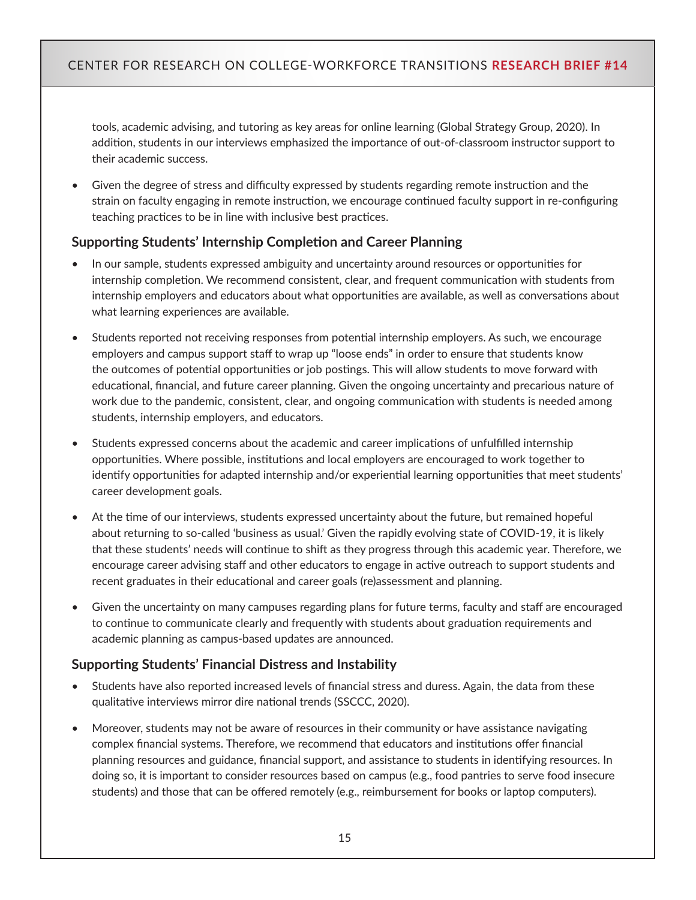tools, academic advising, and tutoring as key areas for online learning (Global Strategy Group, 2020). In addition, students in our interviews emphasized the importance of out-of-classroom instructor support to their academic success.

- Given the degree of stress and difficulty expressed by students regarding remote instruction and the strain on faculty engaging in remote instruction, we encourage continued faculty support in re-configuring teaching practices to be in line with inclusive best practices.

### Supporting Students' Internship Completion and Career Planning

- In our sample, students expressed ambiguity and uncertainty around resources or opportunities for internship completion. We recommend consistent, clear, and frequent communication with students from internship employers and educators about what opportunities are available, as well as conversations about what learning experiences are available.

- Students reported not receiving responses from potential internship employers. As such, we encourage employers and campus support staff to wrap up "loose ends" in order to ensure that students know the outcomes of potential opportunities or job postings. This will allow students to move forward with educational, financial, and future career planning. Given the ongoing uncertainty and precarious nature of work due to the pandemic, consistent, clear, and ongoing communication with students is needed among students, internship employers, and educators.

- Students expressed concerns about the academic and career implications of unfulfilled internship opportunities. Where possible, institutions and local employers are encouraged to work together to identify opportunities for adapted internship and/or experiential learning opportunities that meet students' career development goals.

- At the time of our interviews, students expressed uncertainty about the future, but remained hopeful about returning to so-called 'business as usual.' Given the rapidly evolving state of COVID-19, it is likely that these students' needs will continue to shift as they progress through this academic year. Therefore, we encourage career advising staff and other educators to engage in active outreach to support students and recent graduates in their educational and career goals (re)assessment and planning.

- Given the uncertainty on many campuses regarding plans for future terms, faculty and staff are encouraged to continue to communicate clearly and frequently with students about graduation requirements and academic planning as campus-based updates are announced.

### Supporting Students' Financial Distress and Instability

- Students have also reported increased levels of financial stress and duress. Again, the data from these qualitative interviews mirror dire national trends (SSCCC, 2020).

- Moreover, students may not be aware of resources in their community or have assistance navigating complex financial systems. Therefore, we recommend that educators and institutions offer financial planning resources and guidance, financial support, and assistance to students in identifying resources. In doing so, it is important to consider resources based on campus (e.g., food pantries to serve food insecure students) and those that can be offered remotely (e.g., reimbursement for books or laptop computers).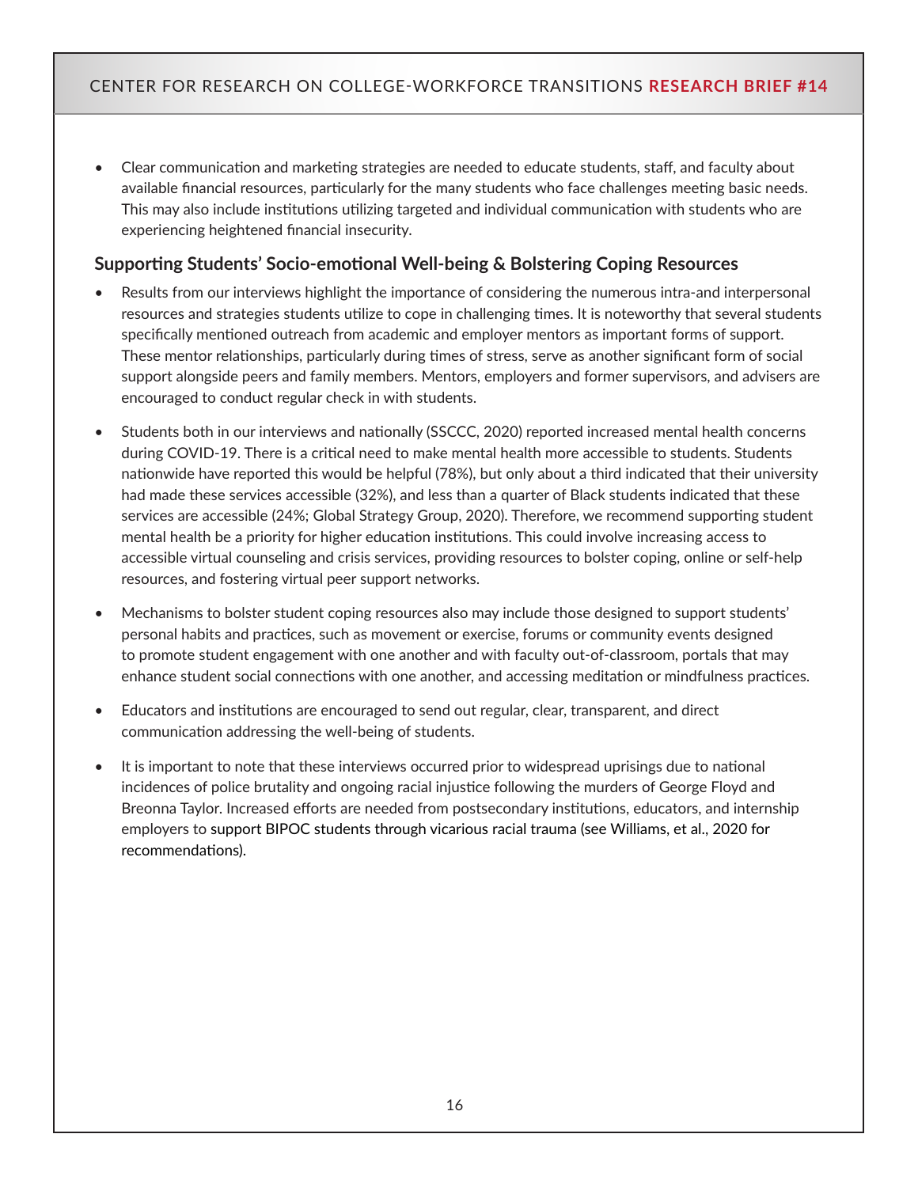- Clear communication and marketing strategies are needed to educate students, staff, and faculty about available financial resources, particularly for the many students who face challenges meeting basic needs. This may also include institutions utilizing targeted and individual communication with students who are experiencing heightened financial insecurity.

### Supporting Students' Socio-emotional Well-being & Bolstering Coping Resources

- Results from our interviews highlight the importance of considering the numerous intra-and interpersonal resources and strategies students utilize to cope in challenging times. It is noteworthy that several students specifically mentioned outreach from academic and employer mentors as important forms of support. These mentor relationships, particularly during times of stress, serve as another significant form of social support alongside peers and family members. Mentors, employers and former supervisors, and advisers are encouraged to conduct regular check in with students.

- Students both in our interviews and nationally (SSCCC, 2020) reported increased mental health concerns during COVID-19. There is a critical need to make mental health more accessible to students. Students nationwide have reported this would be helpful (78%), but only about a third indicated that their university had made these services accessible (32%), and less than a quarter of Black students indicated that these services are accessible (24%; Global Strategy Group, 2020). Therefore, we recommend supporting student mental health be a priority for higher education institutions. This could involve increasing access to accessible virtual counseling and crisis services, providing resources to bolster coping, online or self-help resources, and fostering virtual peer support networks.

- Mechanisms to bolster student coping resources also may include those designed to support students' personal habits and practices, such as movement or exercise, forums or community events designed to promote student engagement with one another and with faculty out-of-classroom, portals that may enhance student social connections with one another, and accessing meditation or mindfulness practices.

- Educators and institutions are encouraged to send out regular, clear, transparent, and direct communication addressing the well-being of students.

- It is important to note that these interviews occurred prior to widespread uprisings due to national incidences of police brutality and ongoing racial injustice following the murders of George Floyd and Breonna Taylor. Increased efforts are needed from postsecondary institutions, educators, and internship employers to support BIPOC students through vicarious racial trauma (see Williams, et al., 2020 for recommendations).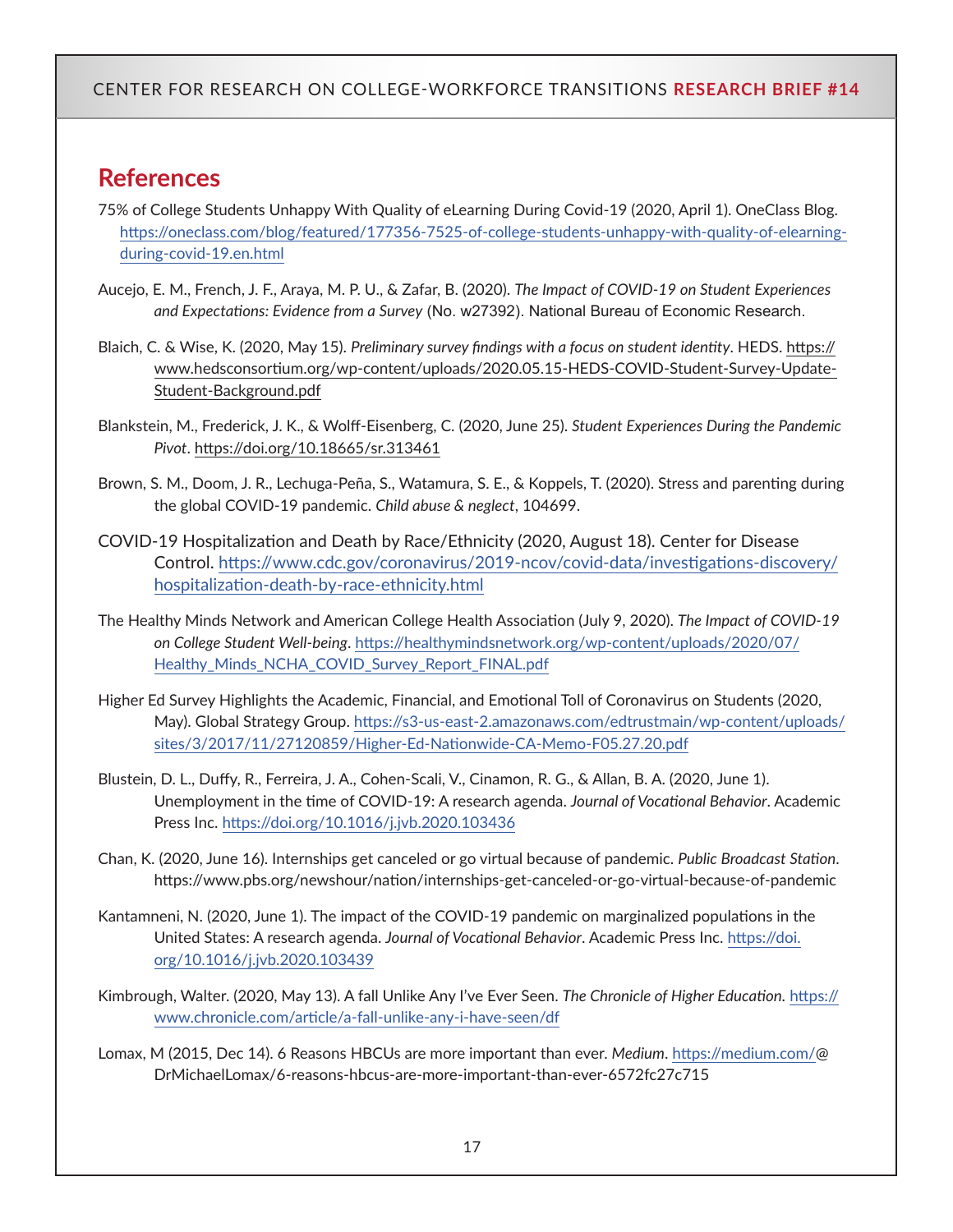## References

75% of College Students Unhappy With Quality of eLearning During Covid-19 (2020, April 1). OneClass Blog. https://oneclass.com/blog/featured/177356-7525-of-college-students-unhappy-with-quality-of-elearning-during-covid-19.en.html

Aucejo, E. M., French, J. F., Araya, M. P. U., & Zafar, B. (2020). *The Impact of COVID-19 on Student Experiences and Expectations: Evidence from a Survey* (No. w27392). National Bureau of Economic Research.

Blaich, C. & Wise, K. (2020, May 15). *Preliminary survey findings with a focus on student identity*. HEDS. https://www.hedsconsortium.org/wp-content/uploads/2020.05.15-HEDS-COVID-Student-Survey-Update-Student-Background.pdf

Blankstein, M., Frederick, J. K., & Wolff-Eisenberg, C. (2020, June 25). *Student Experiences During the Pandemic Pivot*. https://doi.org/10.18665/sr.313461

Brown, S. M., Doom, J. R., Lechuga-Peña, S., Watamura, S. E., & Koppels, T. (2020). Stress and parenting during the global COVID-19 pandemic. *Child abuse & neglect*, 104699.

COVID-19 Hospitalization and Death by Race/Ethnicity (2020, August 18). Center for Disease Control. https://www.cdc.gov/coronavirus/2019-ncov/covid-data/investigations-discovery/hospitalization-death-by-race-ethnicity.html

The Healthy Minds Network and American College Health Association (July 9, 2020). *The Impact of COVID-19 on College Student Well-being*. https://healthymindsnetwork.org/wp-content/uploads/2020/07/Healthy_Minds_NCHA_COVID_Survey_Report_FINAL.pdf

Higher Ed Survey Highlights the Academic, Financial, and Emotional Toll of Coronavirus on Students (2020, May). Global Strategy Group. https://s3-us-east-2.amazonaws.com/edtrustmain/wp-content/uploads/sites/3/2017/11/27120859/Higher-Ed-Nationwide-CA-Memo-F05.27.20.pdf

Blustein, D. L., Duffy, R., Ferreira, J. A., Cohen-Scali, V., Cinamon, R. G., & Allan, B. A. (2020, June 1). Unemployment in the time of COVID-19: A research agenda. *Journal of Vocational Behavior*. Academic Press Inc. https://doi.org/10.1016/j.jvb.2020.103436

Chan, K. (2020, June 16). Internships get canceled or go virtual because of pandemic. *Public Broadcast Station*. https://www.pbs.org/newshour/nation/internships-get-canceled-or-go-virtual-because-of-pandemic

Kantamneni, N. (2020, June 1). The impact of the COVID-19 pandemic on marginalized populations in the United States: A research agenda. *Journal of Vocational Behavior*. Academic Press Inc. https://doi.org/10.1016/j.jvb.2020.103439

Kimbrough, Walter. (2020, May 13). A fall Unlike Any I've Ever Seen. *The Chronicle of Higher Education*. https://www.chronicle.com/article/a-fall-unlike-any-i-have-seen/df

Lomax, M (2015, Dec 14). 6 Reasons HBCUs are more important than ever. *Medium*. https://medium.com/@DrMichaelLomax/6-reasons-hbcus-are-more-important-than-ever-6572fc27c715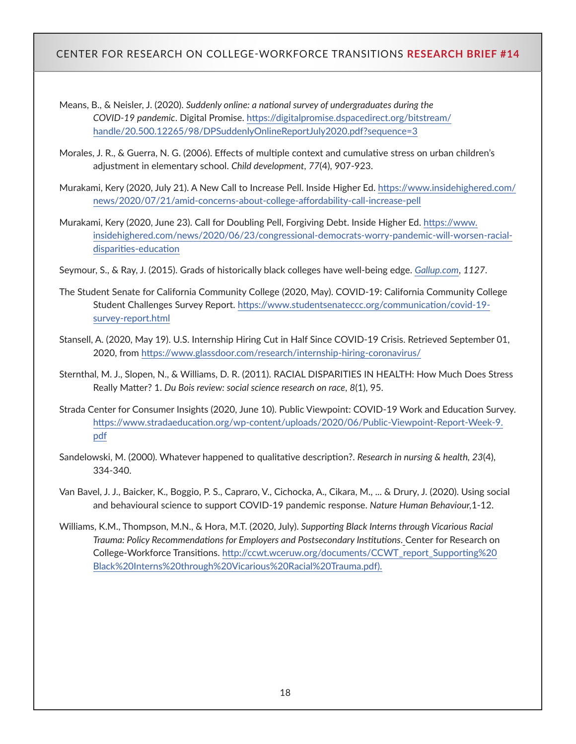Means, B., & Neisler, J. (2020). *Suddenly online: a national survey of undergraduates during the COVID-19 pandemic*. Digital Promise. https://digitalpromise.dspacedirect.org/bitstream/handle/20.500.12265/98/DPSuddenlyOnlineReportJuly2020.pdf?sequence=3

Morales, J. R., & Guerra, N. G. (2006). Effects of multiple context and cumulative stress on urban children's adjustment in elementary school. *Child development*, *77*(4), 907-923.

Murakami, Kery (2020, July 21). A New Call to Increase Pell. Inside Higher Ed. https://www.insidehighered.com/news/2020/07/21/amid-concerns-about-college-affordability-call-increase-pell

Murakami, Kery (2020, June 23). Call for Doubling Pell, Forgiving Debt. Inside Higher Ed. https://www.insidehighered.com/news/2020/06/23/congressional-democrats-worry-pandemic-will-worsen-racial-disparities-education

Seymour, S., & Ray, J. (2015). Grads of historically black colleges have well-being edge. *Gallup.com*, *1127*.

The Student Senate for California Community College (2020, May). COVID-19: California Community College Student Challenges Survey Report. https://www.studentsenateccc.org/communication/covid-19-survey-report.html

Stansell, A. (2020, May 19). U.S. Internship Hiring Cut in Half Since COVID-19 Crisis. Retrieved September 01, 2020, from https://www.glassdoor.com/research/internship-hiring-coronavirus/

Sternthal, M. J., Slopen, N., & Williams, D. R. (2011). RACIAL DISPARITIES IN HEALTH: How Much Does Stress Really Matter? 1. *Du Bois review: social science research on race*, *8*(1), 95.

Strada Center for Consumer Insights (2020, June 10). Public Viewpoint: COVID-19 Work and Education Survey. https://www.stradaeducation.org/wp-content/uploads/2020/06/Public-Viewpoint-Report-Week-9.pdf

Sandelowski, M. (2000). Whatever happened to qualitative description?. *Research in nursing & health*, *23*(4), 334-340.

Van Bavel, J. J., Baicker, K., Boggio, P. S., Capraro, V., Cichocka, A., Cikara, M., ... & Drury, J. (2020). Using social and behavioural science to support COVID-19 pandemic response. *Nature Human Behaviour*,1-12.

Williams, K.M., Thompson, M.N., & Hora, M.T. (2020, July). *Supporting Black Interns through Vicarious Racial Trauma: Policy Recommendations for Employers and Postsecondary Institutions*. Center for Research on College-Workforce Transitions. http://ccwt.wceruw.org/documents/CCWT_report_Supporting%20Black%20Interns%20through%20Vicarious%20Racial%20Trauma.pdf).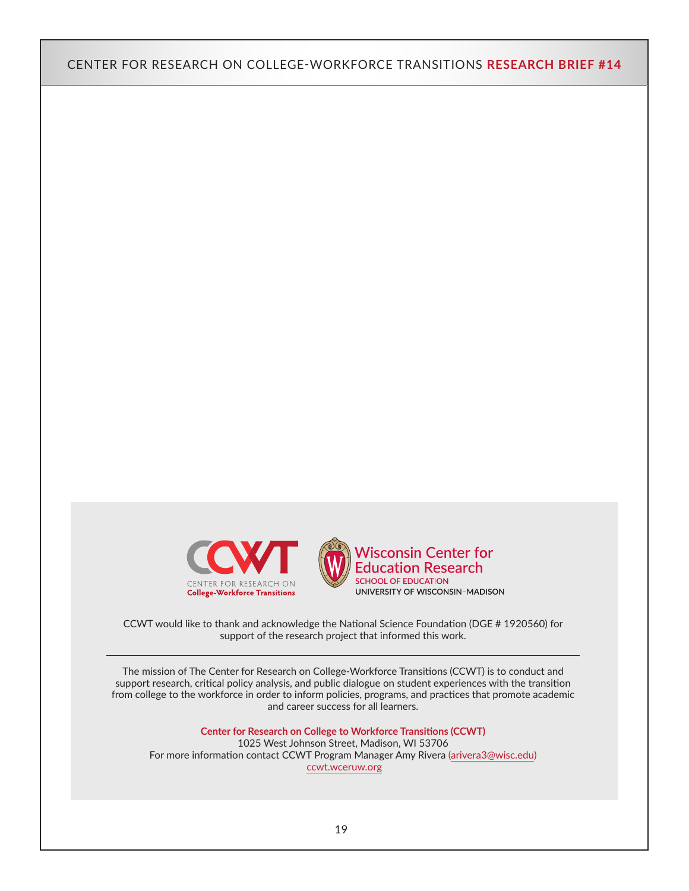CENTER FOR RESEARCH ON College-Workforce Transitions

Wisconsin Center for Education Research
SCHOOL OF EDUCATION
UNIVERSITY OF WISCONSIN–MADISON

CCWT would like to thank and acknowledge the National Science Foundation (DGE # 1920560) for support of the research project that informed this work.

---

The mission of The Center for Research on College-Workforce Transitions (CCWT) is to conduct and support research, critical policy analysis, and public dialogue on student experiences with the transition from college to the workforce in order to inform policies, programs, and practices that promote academic and career success for all learners.

**Center for Research on College to Workforce Transitions (CCWT)**
1025 West Johnson Street, Madison, WI 53706
For more information contact CCWT Program Manager Amy Rivera (arivera3@wisc.edu)
ccwt.wceruw.org